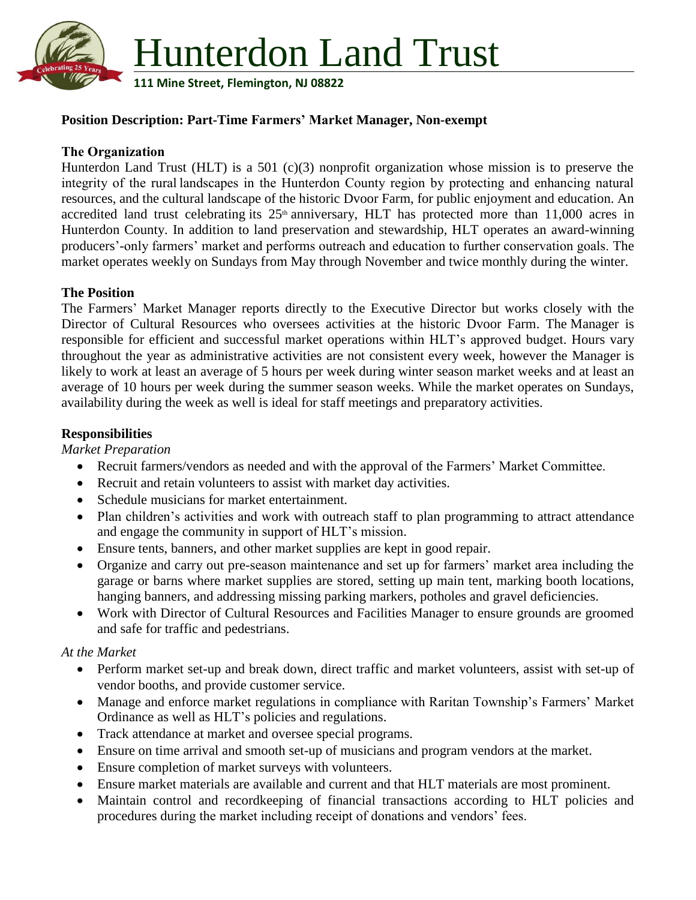# Hunterdon Land Trust

**111 Mine Street, Flemington, NJ 08822**

**Position Description: Part-Time Farmers' Market Manager, Non-exempt**

**The Organization**

Hunterdon Land Trust (HLT) is a 501 (c)(3) nonprofit organization whose mission is to preserve the integrity of the rural landscapes in the Hunterdon County region by protecting and enhancing natural resources, and the cultural landscape of the historic Dvoor Farm, for public enjoyment and education. An accredited land trust celebrating its 25th anniversary, HLT has protected more than 11,000 acres in Hunterdon County. In addition to land preservation and stewardship, HLT operates an award-winning producers'-only farmers' market and performs outreach and education to further conservation goals. The market operates weekly on Sundays from May through November and twice monthly during the winter.

**The Position**

The Farmers' Market Manager reports directly to the Executive Director but works closely with the Director of Cultural Resources who oversees activities at the historic Dvoor Farm. The Manager is responsible for efficient and successful market operations within HLT's approved budget. Hours vary throughout the year as administrative activities are not consistent every week, however the Manager is likely to work at least an average of 5 hours per week during winter season market weeks and at least an average of 10 hours per week during the summer season weeks. While the market operates on Sundays, availability during the week as well is ideal for staff meetings and preparatory activities.

**Responsibilities**

*Market Preparation*

- Recruit farmers/vendors as needed and with the approval of the Farmers' Market Committee.
- Recruit and retain volunteers to assist with market day activities.
- Schedule musicians for market entertainment.
- Plan children's activities and work with outreach staff to plan programming to attract attendance and engage the community in support of HLT's mission.
- Ensure tents, banners, and other market supplies are kept in good repair.
- Organize and carry out pre-season maintenance and set up for farmers' market area including the garage or barns where market supplies are stored, setting up main tent, marking booth locations, hanging banners, and addressing missing parking markers, potholes and gravel deficiencies.
- Work with Director of Cultural Resources and Facilities Manager to ensure grounds are groomed and safe for traffic and pedestrians.

*At the Market*

- Perform market set-up and break down, direct traffic and market volunteers, assist with set-up of vendor booths, and provide customer service.
- Manage and enforce market regulations in compliance with Raritan Township's Farmers' Market Ordinance as well as HLT's policies and regulations.
- Track attendance at market and oversee special programs.
- Ensure on time arrival and smooth set-up of musicians and program vendors at the market.
- Ensure completion of market surveys with volunteers.
- Ensure market materials are available and current and that HLT materials are most prominent.
- Maintain control and recordkeeping of financial transactions according to HLT policies and procedures during the market including receipt of donations and vendors' fees.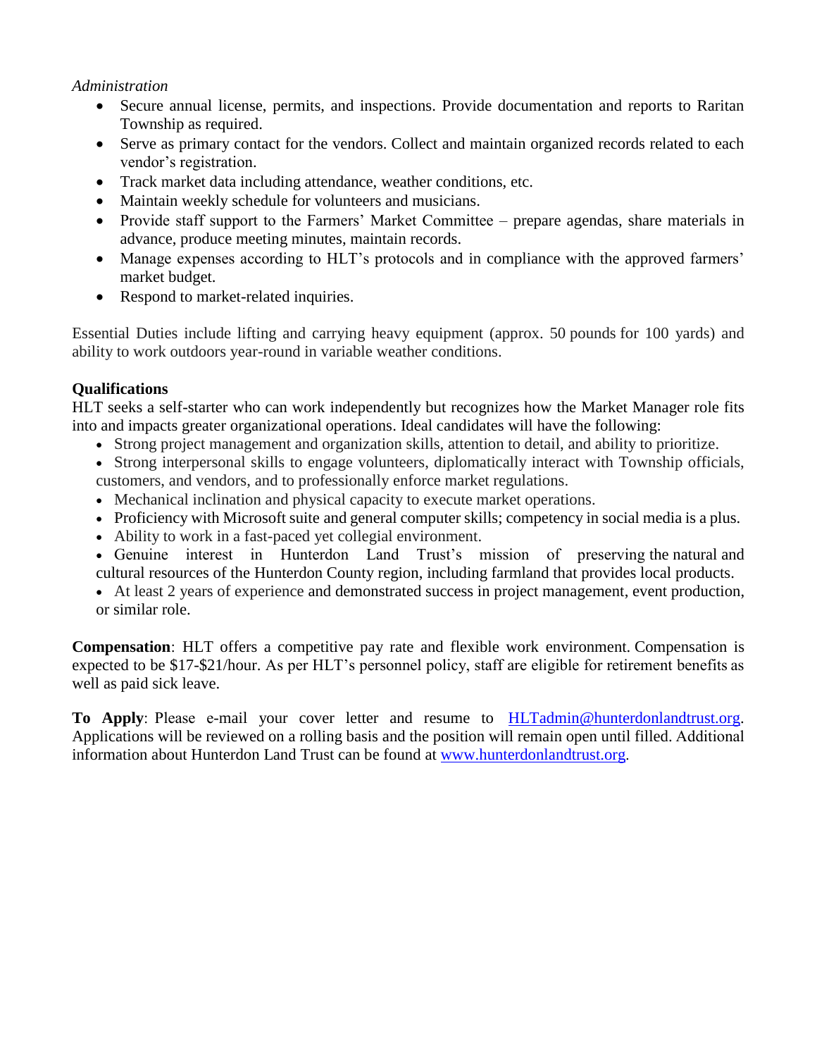*Administration*

- Secure annual license, permits, and inspections. Provide documentation and reports to Raritan Township as required.
- Serve as primary contact for the vendors. Collect and maintain organized records related to each vendor's registration.
- Track market data including attendance, weather conditions, etc.
- Maintain weekly schedule for volunteers and musicians.
- Provide staff support to the Farmers' Market Committee – prepare agendas, share materials in advance, produce meeting minutes, maintain records.
- Manage expenses according to HLT's protocols and in compliance with the approved farmers' market budget.
- Respond to market-related inquiries.

Essential Duties include lifting and carrying heavy equipment (approx. 50 pounds for 100 yards) and ability to work outdoors year-round in variable weather conditions.

**Qualifications**

HLT seeks a self-starter who can work independently but recognizes how the Market Manager role fits into and impacts greater organizational operations. Ideal candidates will have the following:

- Strong project management and organization skills, attention to detail, and ability to prioritize.
- Strong interpersonal skills to engage volunteers, diplomatically interact with Township officials, customers, and vendors, and to professionally enforce market regulations.
- Mechanical inclination and physical capacity to execute market operations.
- Proficiency with Microsoft suite and general computer skills; competency in social media is a plus.
- Ability to work in a fast-paced yet collegial environment.
- Genuine interest in Hunterdon Land Trust's mission of preserving the natural and cultural resources of the Hunterdon County region, including farmland that provides local products.
- At least 2 years of experience and demonstrated success in project management, event production, or similar role.

**Compensation**: HLT offers a competitive pay rate and flexible work environment. Compensation is expected to be $17-$21/hour. As per HLT's personnel policy, staff are eligible for retirement benefits as well as paid sick leave.

**To Apply**: Please e-mail your cover letter and resume to HLTadmin@hunterdonlandtrust.org. Applications will be reviewed on a rolling basis and the position will remain open until filled. Additional information about Hunterdon Land Trust can be found at www.hunterdonlandtrust.org.